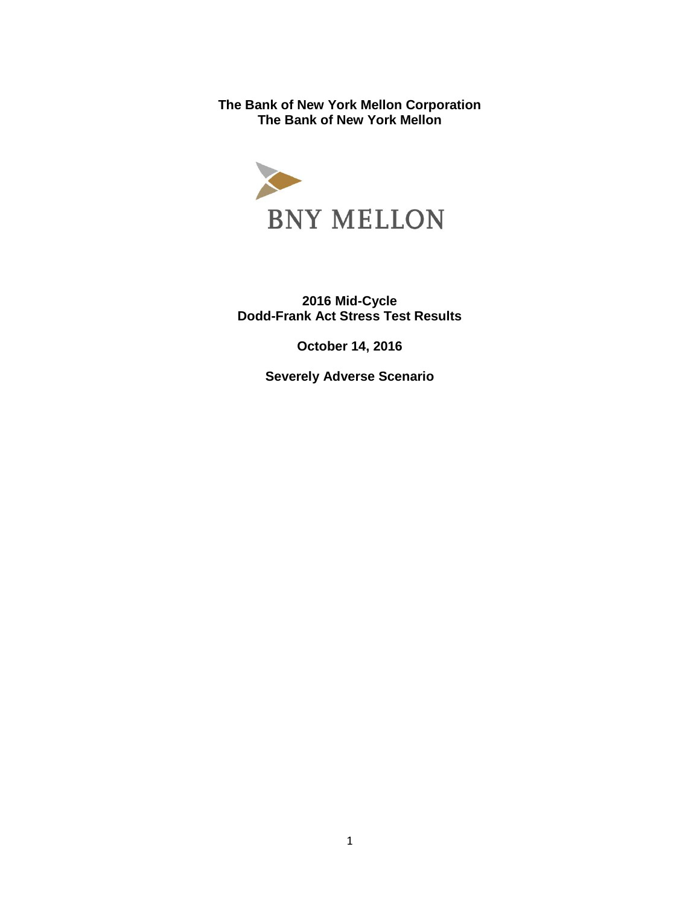**The Bank of New York Mellon Corporation**
**The Bank of New York Mellon**

BNY MELLON

**2016 Mid-Cycle**
**Dodd-Frank Act Stress Test Results**

**October 14, 2016**

**Severely Adverse Scenario**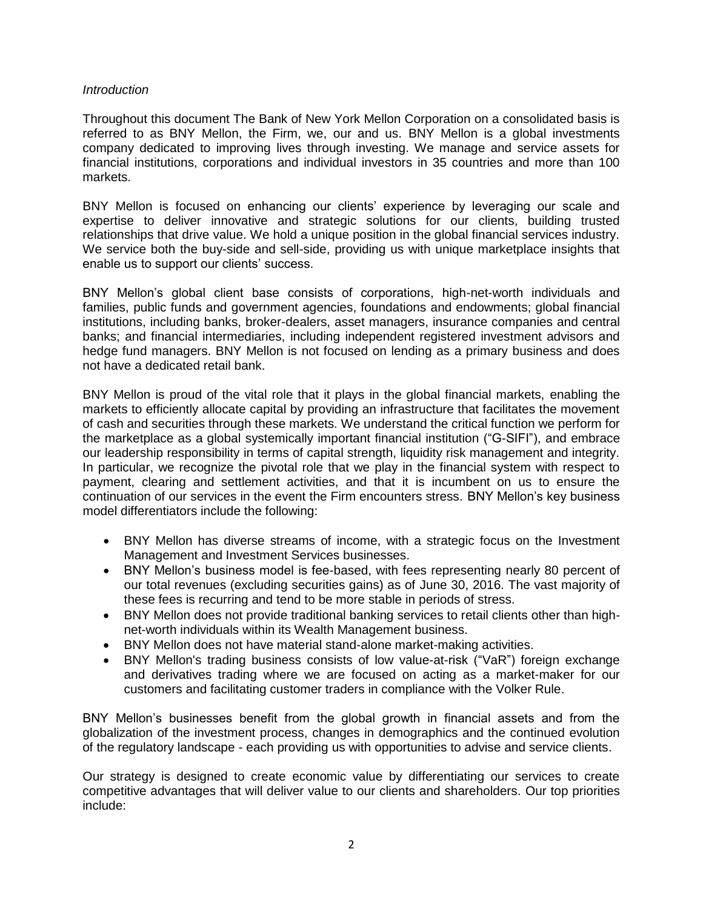*Introduction*

Throughout this document The Bank of New York Mellon Corporation on a consolidated basis is referred to as BNY Mellon, the Firm, we, our and us. BNY Mellon is a global investments company dedicated to improving lives through investing. We manage and service assets for financial institutions, corporations and individual investors in 35 countries and more than 100 markets.

BNY Mellon is focused on enhancing our clients' experience by leveraging our scale and expertise to deliver innovative and strategic solutions for our clients, building trusted relationships that drive value. We hold a unique position in the global financial services industry. We service both the buy-side and sell-side, providing us with unique marketplace insights that enable us to support our clients' success.

BNY Mellon's global client base consists of corporations, high-net-worth individuals and families, public funds and government agencies, foundations and endowments; global financial institutions, including banks, broker-dealers, asset managers, insurance companies and central banks; and financial intermediaries, including independent registered investment advisors and hedge fund managers. BNY Mellon is not focused on lending as a primary business and does not have a dedicated retail bank.

BNY Mellon is proud of the vital role that it plays in the global financial markets, enabling the markets to efficiently allocate capital by providing an infrastructure that facilitates the movement of cash and securities through these markets. We understand the critical function we perform for the marketplace as a global systemically important financial institution ("G-SIFI"), and embrace our leadership responsibility in terms of capital strength, liquidity risk management and integrity. In particular, we recognize the pivotal role that we play in the financial system with respect to payment, clearing and settlement activities, and that it is incumbent on us to ensure the continuation of our services in the event the Firm encounters stress. BNY Mellon's key business model differentiators include the following:

- BNY Mellon has diverse streams of income, with a strategic focus on the Investment Management and Investment Services businesses.
- BNY Mellon's business model is fee-based, with fees representing nearly 80 percent of our total revenues (excluding securities gains) as of June 30, 2016. The vast majority of these fees is recurring and tend to be more stable in periods of stress.
- BNY Mellon does not provide traditional banking services to retail clients other than high-net-worth individuals within its Wealth Management business.
- BNY Mellon does not have material stand-alone market-making activities.
- BNY Mellon's trading business consists of low value-at-risk ("VaR") foreign exchange and derivatives trading where we are focused on acting as a market-maker for our customers and facilitating customer traders in compliance with the Volker Rule.

BNY Mellon's businesses benefit from the global growth in financial assets and from the globalization of the investment process, changes in demographics and the continued evolution of the regulatory landscape - each providing us with opportunities to advise and service clients.

Our strategy is designed to create economic value by differentiating our services to create competitive advantages that will deliver value to our clients and shareholders. Our top priorities include: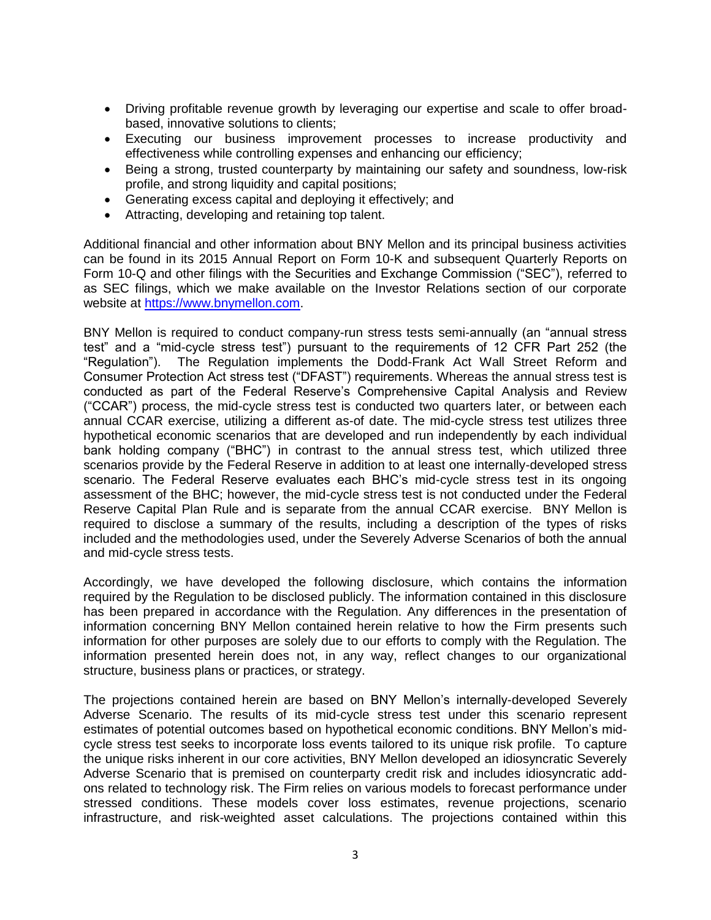- Driving profitable revenue growth by leveraging our expertise and scale to offer broad-based, innovative solutions to clients;
- Executing our business improvement processes to increase productivity and effectiveness while controlling expenses and enhancing our efficiency;
- Being a strong, trusted counterparty by maintaining our safety and soundness, low-risk profile, and strong liquidity and capital positions;
- Generating excess capital and deploying it effectively; and
- Attracting, developing and retaining top talent.

Additional financial and other information about BNY Mellon and its principal business activities can be found in its 2015 Annual Report on Form 10-K and subsequent Quarterly Reports on Form 10-Q and other filings with the Securities and Exchange Commission ("SEC"), referred to as SEC filings, which we make available on the Investor Relations section of our corporate website at https://www.bnymellon.com.

BNY Mellon is required to conduct company-run stress tests semi-annually (an "annual stress test" and a "mid-cycle stress test") pursuant to the requirements of 12 CFR Part 252 (the "Regulation"). The Regulation implements the Dodd-Frank Act Wall Street Reform and Consumer Protection Act stress test ("DFAST") requirements. Whereas the annual stress test is conducted as part of the Federal Reserve's Comprehensive Capital Analysis and Review ("CCAR") process, the mid-cycle stress test is conducted two quarters later, or between each annual CCAR exercise, utilizing a different as-of date. The mid-cycle stress test utilizes three hypothetical economic scenarios that are developed and run independently by each individual bank holding company ("BHC") in contrast to the annual stress test, which utilized three scenarios provide by the Federal Reserve in addition to at least one internally-developed stress scenario. The Federal Reserve evaluates each BHC's mid-cycle stress test in its ongoing assessment of the BHC; however, the mid-cycle stress test is not conducted under the Federal Reserve Capital Plan Rule and is separate from the annual CCAR exercise. BNY Mellon is required to disclose a summary of the results, including a description of the types of risks included and the methodologies used, under the Severely Adverse Scenarios of both the annual and mid-cycle stress tests.

Accordingly, we have developed the following disclosure, which contains the information required by the Regulation to be disclosed publicly. The information contained in this disclosure has been prepared in accordance with the Regulation. Any differences in the presentation of information concerning BNY Mellon contained herein relative to how the Firm presents such information for other purposes are solely due to our efforts to comply with the Regulation. The information presented herein does not, in any way, reflect changes to our organizational structure, business plans or practices, or strategy.

The projections contained herein are based on BNY Mellon's internally-developed Severely Adverse Scenario. The results of its mid-cycle stress test under this scenario represent estimates of potential outcomes based on hypothetical economic conditions. BNY Mellon's mid-cycle stress test seeks to incorporate loss events tailored to its unique risk profile. To capture the unique risks inherent in our core activities, BNY Mellon developed an idiosyncratic Severely Adverse Scenario that is premised on counterparty credit risk and includes idiosyncratic add-ons related to technology risk. The Firm relies on various models to forecast performance under stressed conditions. These models cover loss estimates, revenue projections, scenario infrastructure, and risk-weighted asset calculations. The projections contained within this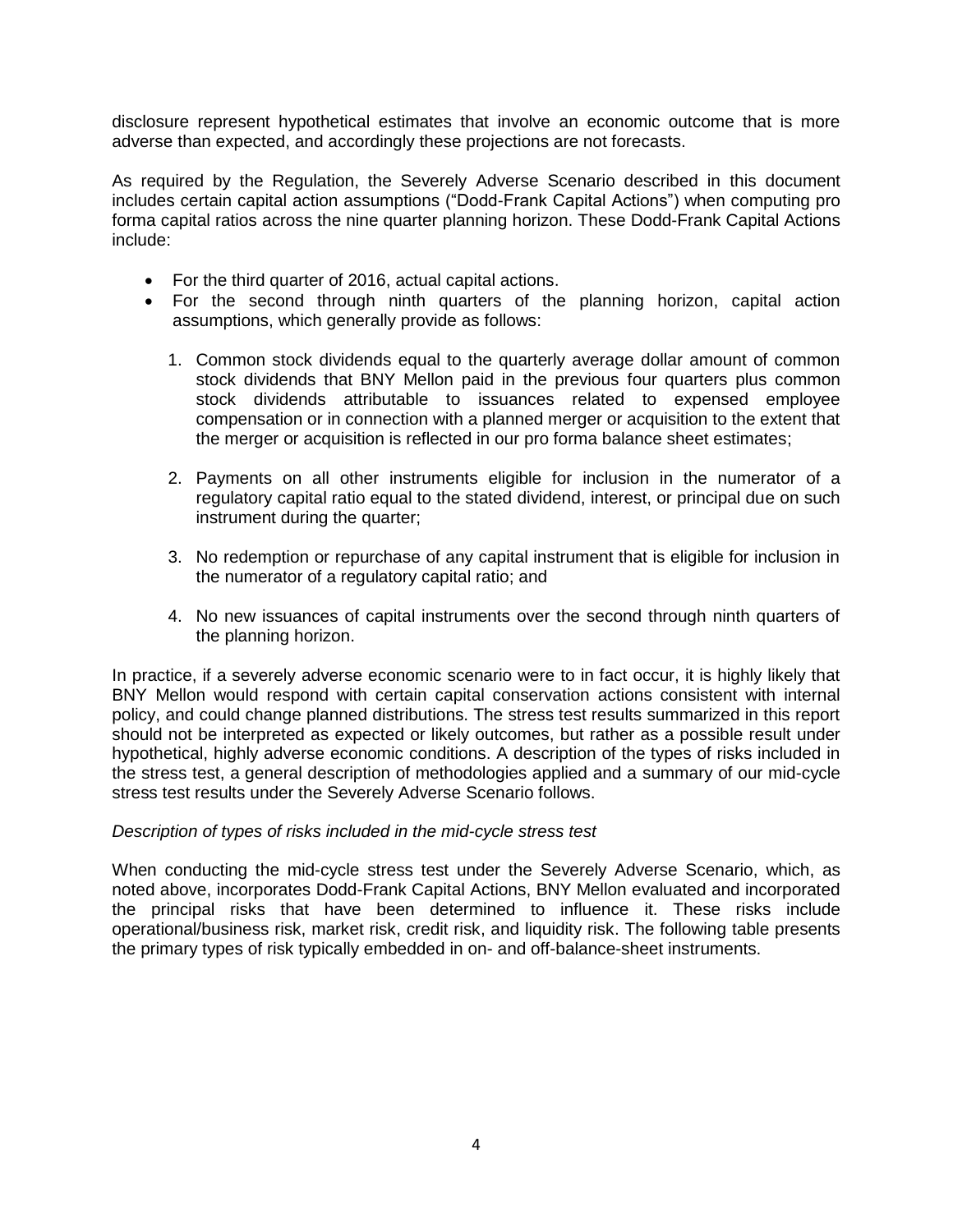disclosure represent hypothetical estimates that involve an economic outcome that is more adverse than expected, and accordingly these projections are not forecasts.

As required by the Regulation, the Severely Adverse Scenario described in this document includes certain capital action assumptions ("Dodd-Frank Capital Actions") when computing pro forma capital ratios across the nine quarter planning horizon. These Dodd-Frank Capital Actions include:

- For the third quarter of 2016, actual capital actions.
- For the second through ninth quarters of the planning horizon, capital action assumptions, which generally provide as follows:

    1. Common stock dividends equal to the quarterly average dollar amount of common stock dividends that BNY Mellon paid in the previous four quarters plus common stock dividends attributable to issuances related to expensed employee compensation or in connection with a planned merger or acquisition to the extent that the merger or acquisition is reflected in our pro forma balance sheet estimates;

    2. Payments on all other instruments eligible for inclusion in the numerator of a regulatory capital ratio equal to the stated dividend, interest, or principal due on such instrument during the quarter;

    3. No redemption or repurchase of any capital instrument that is eligible for inclusion in the numerator of a regulatory capital ratio; and

    4. No new issuances of capital instruments over the second through ninth quarters of the planning horizon.

In practice, if a severely adverse economic scenario were to in fact occur, it is highly likely that BNY Mellon would respond with certain capital conservation actions consistent with internal policy, and could change planned distributions. The stress test results summarized in this report should not be interpreted as expected or likely outcomes, but rather as a possible result under hypothetical, highly adverse economic conditions. A description of the types of risks included in the stress test, a general description of methodologies applied and a summary of our mid-cycle stress test results under the Severely Adverse Scenario follows.

*Description of types of risks included in the mid-cycle stress test*

When conducting the mid-cycle stress test under the Severely Adverse Scenario, which, as noted above, incorporates Dodd-Frank Capital Actions, BNY Mellon evaluated and incorporated the principal risks that have been determined to influence it. These risks include operational/business risk, market risk, credit risk, and liquidity risk. The following table presents the primary types of risk typically embedded in on- and off-balance-sheet instruments.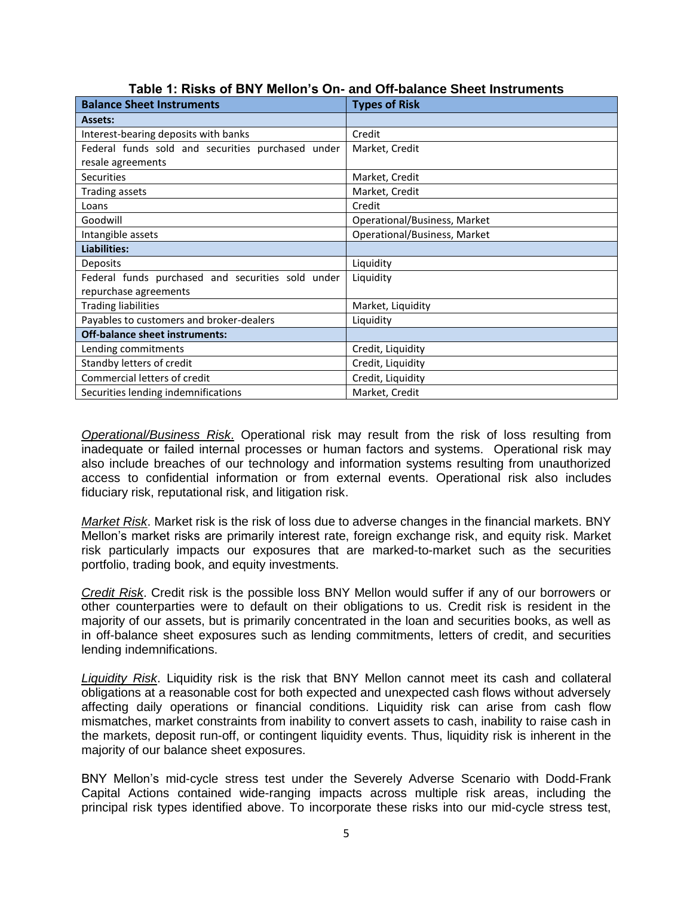**Table 1: Risks of BNY Mellon's On- and Off-balance Sheet Instruments**

| Balance Sheet Instruments | Types of Risk |
|---|---|
| **Assets:** | |
| Interest-bearing deposits with banks | Credit |
| Federal funds sold and securities purchased under resale agreements | Market, Credit |
| Securities | Market, Credit |
| Trading assets | Market, Credit |
| Loans | Credit |
| Goodwill | Operational/Business, Market |
| Intangible assets | Operational/Business, Market |
| **Liabilities:** | |
| Deposits | Liquidity |
| Federal funds purchased and securities sold under repurchase agreements | Liquidity |
| Trading liabilities | Market, Liquidity |
| Payables to customers and broker-dealers | Liquidity |
| **Off-balance sheet instruments:** | |
| Lending commitments | Credit, Liquidity |
| Standby letters of credit | Credit, Liquidity |
| Commercial letters of credit | Credit, Liquidity |
| Securities lending indemnifications | Market, Credit |

*Operational/Business Risk*. Operational risk may result from the risk of loss resulting from inadequate or failed internal processes or human factors and systems. Operational risk may also include breaches of our technology and information systems resulting from unauthorized access to confidential information or from external events. Operational risk also includes fiduciary risk, reputational risk, and litigation risk.

*Market Risk*. Market risk is the risk of loss due to adverse changes in the financial markets. BNY Mellon's market risks are primarily interest rate, foreign exchange risk, and equity risk. Market risk particularly impacts our exposures that are marked-to-market such as the securities portfolio, trading book, and equity investments.

*Credit Risk*. Credit risk is the possible loss BNY Mellon would suffer if any of our borrowers or other counterparties were to default on their obligations to us. Credit risk is resident in the majority of our assets, but is primarily concentrated in the loan and securities books, as well as in off-balance sheet exposures such as lending commitments, letters of credit, and securities lending indemnifications.

*Liquidity Risk*. Liquidity risk is the risk that BNY Mellon cannot meet its cash and collateral obligations at a reasonable cost for both expected and unexpected cash flows without adversely affecting daily operations or financial conditions. Liquidity risk can arise from cash flow mismatches, market constraints from inability to convert assets to cash, inability to raise cash in the markets, deposit run-off, or contingent liquidity events. Thus, liquidity risk is inherent in the majority of our balance sheet exposures.

BNY Mellon's mid-cycle stress test under the Severely Adverse Scenario with Dodd-Frank Capital Actions contained wide-ranging impacts across multiple risk areas, including the principal risk types identified above. To incorporate these risks into our mid-cycle stress test,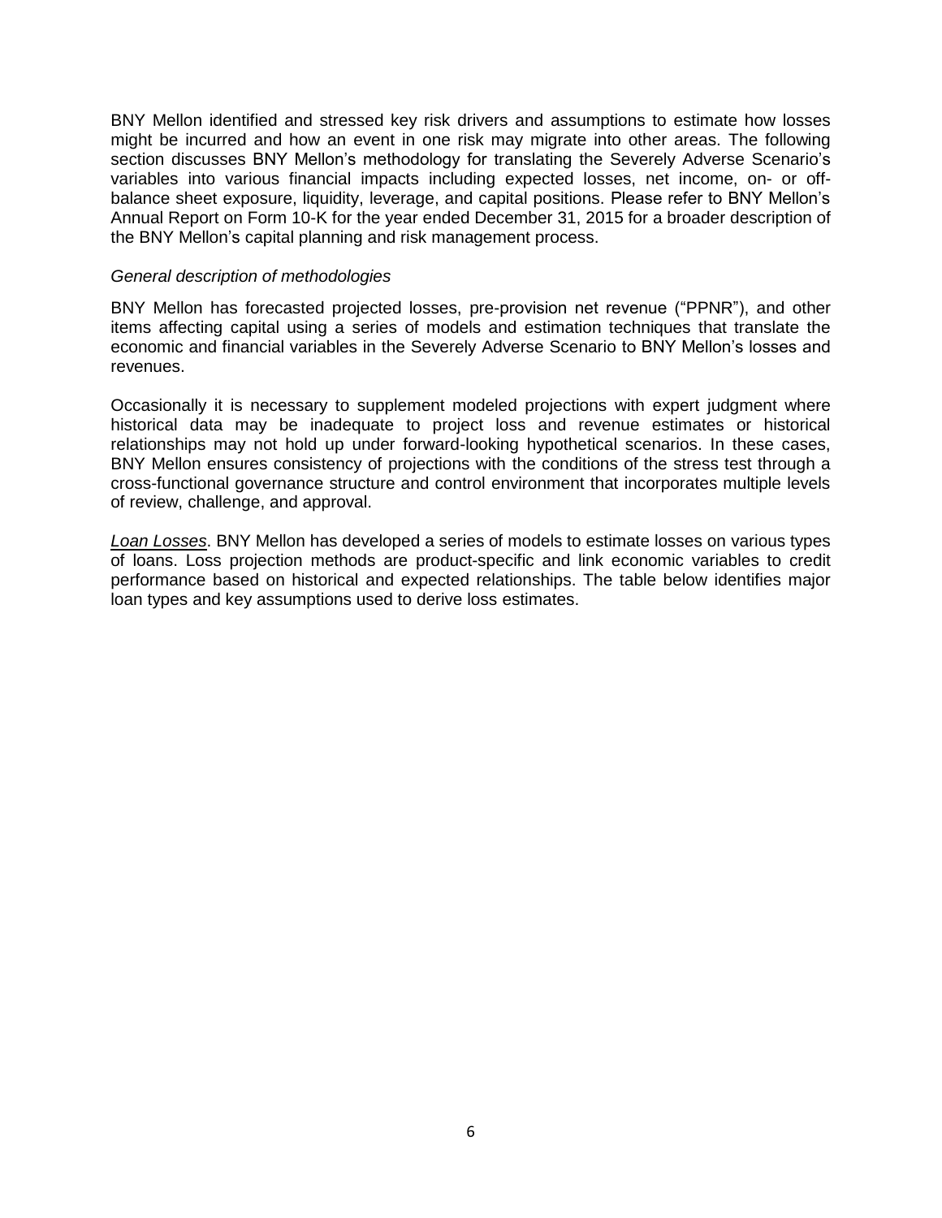BNY Mellon identified and stressed key risk drivers and assumptions to estimate how losses might be incurred and how an event in one risk may migrate into other areas. The following section discusses BNY Mellon's methodology for translating the Severely Adverse Scenario's variables into various financial impacts including expected losses, net income, on- or off-balance sheet exposure, liquidity, leverage, and capital positions. Please refer to BNY Mellon's Annual Report on Form 10-K for the year ended December 31, 2015 for a broader description of the BNY Mellon's capital planning and risk management process.

*General description of methodologies*

BNY Mellon has forecasted projected losses, pre-provision net revenue ("PPNR"), and other items affecting capital using a series of models and estimation techniques that translate the economic and financial variables in the Severely Adverse Scenario to BNY Mellon's losses and revenues.

Occasionally it is necessary to supplement modeled projections with expert judgment where historical data may be inadequate to project loss and revenue estimates or historical relationships may not hold up under forward-looking hypothetical scenarios. In these cases, BNY Mellon ensures consistency of projections with the conditions of the stress test through a cross-functional governance structure and control environment that incorporates multiple levels of review, challenge, and approval.

*Loan Losses*. BNY Mellon has developed a series of models to estimate losses on various types of loans. Loss projection methods are product-specific and link economic variables to credit performance based on historical and expected relationships. The table below identifies major loan types and key assumptions used to derive loss estimates.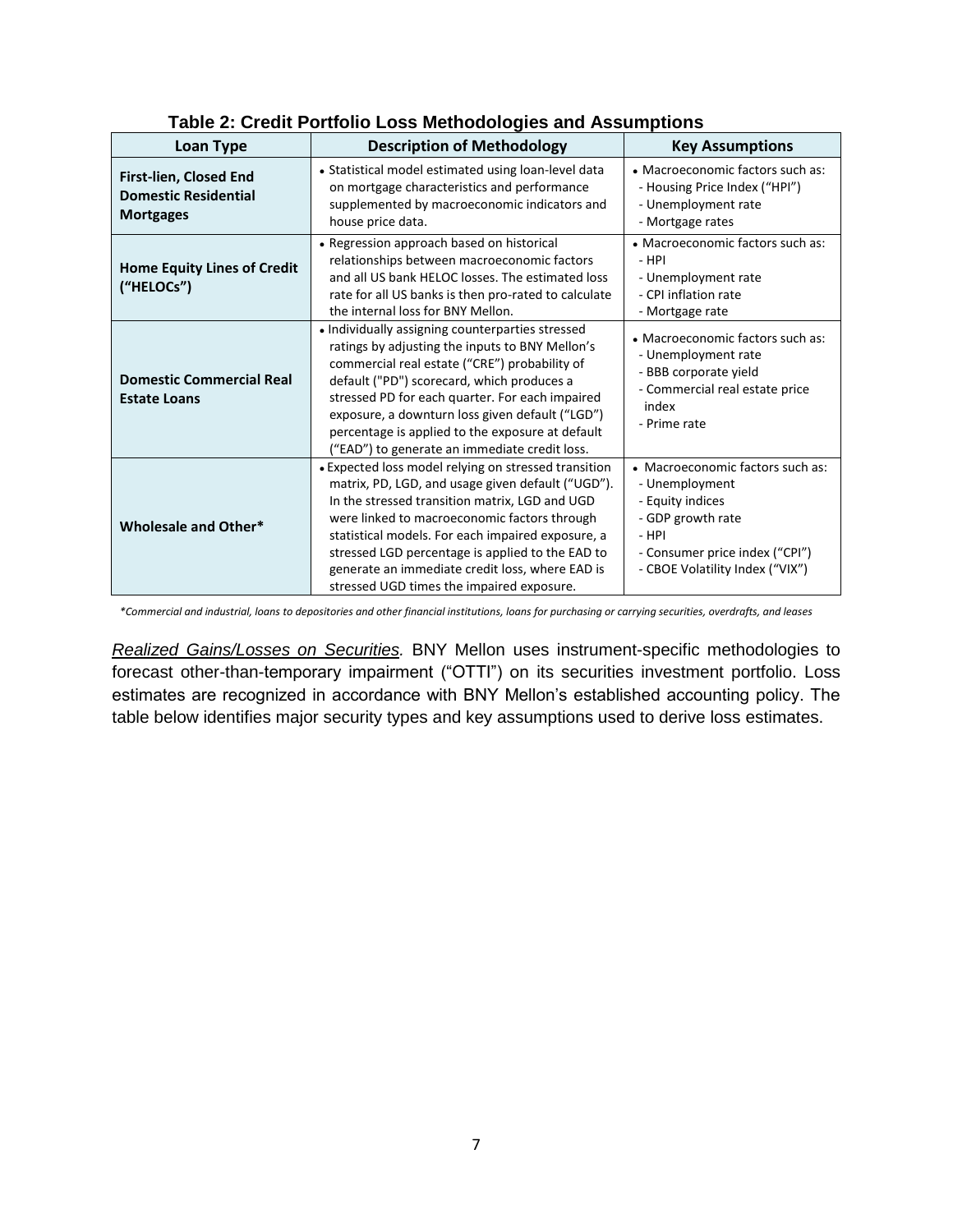**Table 2: Credit Portfolio Loss Methodologies and Assumptions**

| Loan Type | Description of Methodology | Key Assumptions |
|---|---|---|
| **First-lien, Closed End Domestic Residential Mortgages** | • Statistical model estimated using loan-level data on mortgage characteristics and performance supplemented by macroeconomic indicators and house price data. | • Macroeconomic factors such as:<br>- Housing Price Index ("HPI")<br>- Unemployment rate<br>- Mortgage rates |
| **Home Equity Lines of Credit ("HELOCs")** | • Regression approach based on historical relationships between macroeconomic factors and all US bank HELOC losses. The estimated loss rate for all US banks is then pro-rated to calculate the internal loss for BNY Mellon. | • Macroeconomic factors such as:<br>- HPI<br>- Unemployment rate<br>- CPI inflation rate<br>- Mortgage rate |
| **Domestic Commercial Real Estate Loans** | • Individually assigning counterparties stressed ratings by adjusting the inputs to BNY Mellon's commercial real estate ("CRE") probability of default ("PD") scorecard, which produces a stressed PD for each quarter. For each impaired exposure, a downturn loss given default ("LGD") percentage is applied to the exposure at default ("EAD") to generate an immediate credit loss. | • Macroeconomic factors such as:<br>- Unemployment rate<br>- BBB corporate yield<br>- Commercial real estate price index<br>- Prime rate |
| **Wholesale and Other*** | • Expected loss model relying on stressed transition matrix, PD, LGD, and usage given default ("UGD"). In the stressed transition matrix, LGD and UGD were linked to macroeconomic factors through statistical models. For each impaired exposure, a stressed LGD percentage is applied to the EAD to generate an immediate credit loss, where EAD is stressed UGD times the impaired exposure. | • Macroeconomic factors such as:<br>- Unemployment<br>- Equity indices<br>- GDP growth rate<br>- HPI<br>- Consumer price index ("CPI")<br>- CBOE Volatility Index ("VIX") |

*\*Commercial and industrial, loans to depositories and other financial institutions, loans for purchasing or carrying securities, overdrafts, and leases*

*Realized Gains/Losses on Securities.* BNY Mellon uses instrument-specific methodologies to forecast other-than-temporary impairment ("OTTI") on its securities investment portfolio. Loss estimates are recognized in accordance with BNY Mellon's established accounting policy. The table below identifies major security types and key assumptions used to derive loss estimates.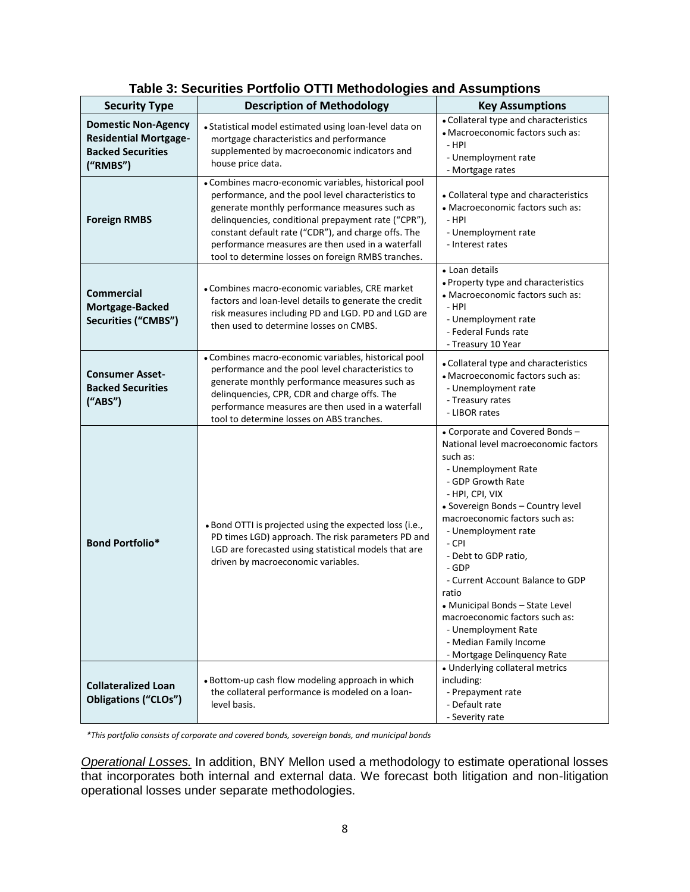**Table 3: Securities Portfolio OTTI Methodologies and Assumptions**

| Security Type | Description of Methodology | Key Assumptions |
|---|---|---|
| **Domestic Non-Agency Residential Mortgage-Backed Securities ("RMBS")** | • Statistical model estimated using loan-level data on mortgage characteristics and performance supplemented by macroeconomic indicators and house price data. | • Collateral type and characteristics<br>• Macroeconomic factors such as:<br>- HPI<br>- Unemployment rate<br>- Mortgage rates |
| **Foreign RMBS** | • Combines macro-economic variables, historical pool performance, and the pool level characteristics to generate monthly performance measures such as delinquencies, conditional prepayment rate ("CPR"), constant default rate ("CDR"), and charge offs. The performance measures are then used in a waterfall tool to determine losses on foreign RMBS tranches. | • Collateral type and characteristics<br>• Macroeconomic factors such as:<br>- HPI<br>- Unemployment rate<br>- Interest rates |
| **Commercial Mortgage-Backed Securities ("CMBS")** | • Combines macro-economic variables, CRE market factors and loan-level details to generate the credit risk measures including PD and LGD. PD and LGD are then used to determine losses on CMBS. | • Loan details<br>• Property type and characteristics<br>• Macroeconomic factors such as:<br>- HPI<br>- Unemployment rate<br>- Federal Funds rate<br>- Treasury 10 Year |
| **Consumer Asset-Backed Securities ("ABS")** | • Combines macro-economic variables, historical pool performance and the pool level characteristics to generate monthly performance measures such as delinquencies, CPR, CDR and charge offs. The performance measures are then used in a waterfall tool to determine losses on ABS tranches. | • Collateral type and characteristics<br>• Macroeconomic factors such as:<br>- Unemployment rate<br>- Treasury rates<br>- LIBOR rates |
| **Bond Portfolio*** | • Bond OTTI is projected using the expected loss (i.e., PD times LGD) approach. The risk parameters PD and LGD are forecasted using statistical models that are driven by macroeconomic variables. | • Corporate and Covered Bonds – National level macroeconomic factors such as:<br>- Unemployment Rate<br>- GDP Growth Rate<br>- HPI, CPI, VIX<br>• Sovereign Bonds – Country level macroeconomic factors such as:<br>- Unemployment rate<br>- CPI<br>- Debt to GDP ratio,<br>- GDP<br>- Current Account Balance to GDP ratio<br>• Municipal Bonds – State Level macroeconomic factors such as:<br>- Unemployment Rate<br>- Median Family Income<br>- Mortgage Delinquency Rate |
| **Collateralized Loan Obligations ("CLOs")** | • Bottom-up cash flow modeling approach in which the collateral performance is modeled on a loan-level basis. | • Underlying collateral metrics including:<br>- Prepayment rate<br>- Default rate<br>- Severity rate |

*\*This portfolio consists of corporate and covered bonds, sovereign bonds, and municipal bonds*

*Operational Losses.* In addition, BNY Mellon used a methodology to estimate operational losses that incorporates both internal and external data. We forecast both litigation and non-litigation operational losses under separate methodologies.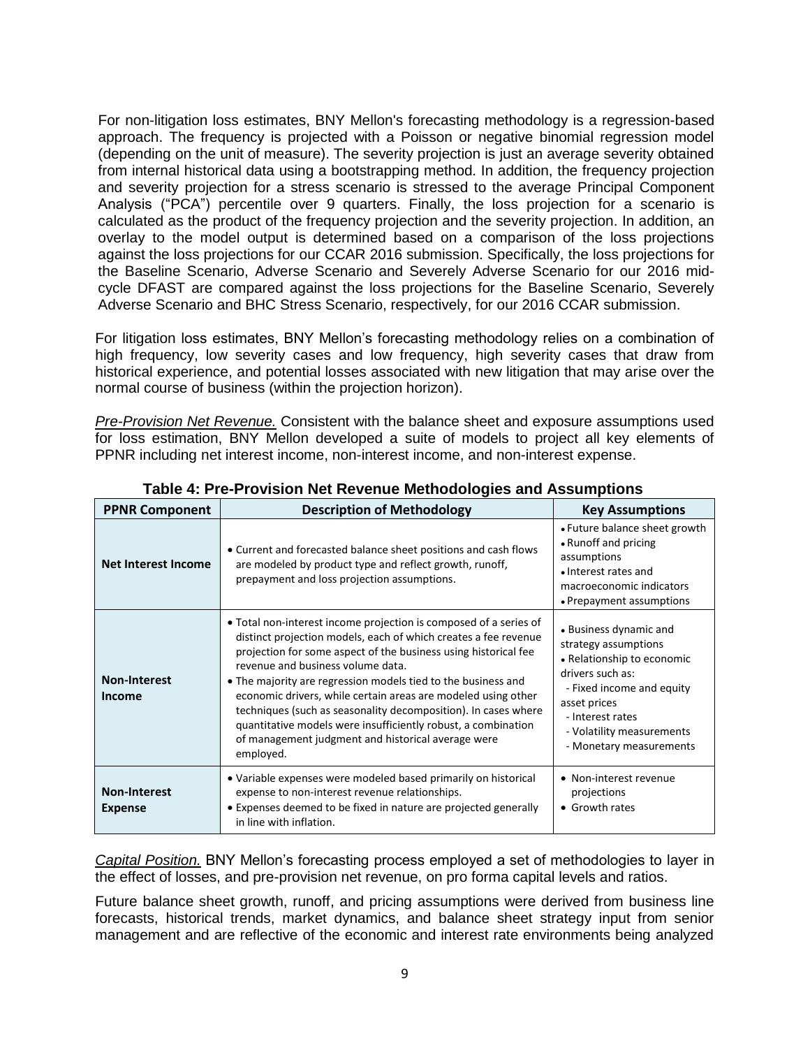For non-litigation loss estimates, BNY Mellon's forecasting methodology is a regression-based approach. The frequency is projected with a Poisson or negative binomial regression model (depending on the unit of measure). The severity projection is just an average severity obtained from internal historical data using a bootstrapping method. In addition, the frequency projection and severity projection for a stress scenario is stressed to the average Principal Component Analysis ("PCA") percentile over 9 quarters. Finally, the loss projection for a scenario is calculated as the product of the frequency projection and the severity projection. In addition, an overlay to the model output is determined based on a comparison of the loss projections against the loss projections for our CCAR 2016 submission. Specifically, the loss projections for the Baseline Scenario, Adverse Scenario and Severely Adverse Scenario for our 2016 mid-cycle DFAST are compared against the loss projections for the Baseline Scenario, Severely Adverse Scenario and BHC Stress Scenario, respectively, for our 2016 CCAR submission.

For litigation loss estimates, BNY Mellon's forecasting methodology relies on a combination of high frequency, low severity cases and low frequency, high severity cases that draw from historical experience, and potential losses associated with new litigation that may arise over the normal course of business (within the projection horizon).

*Pre-Provision Net Revenue.* Consistent with the balance sheet and exposure assumptions used for loss estimation, BNY Mellon developed a suite of models to project all key elements of PPNR including net interest income, non-interest income, and non-interest expense.

**Table 4: Pre-Provision Net Revenue Methodologies and Assumptions**

| PPNR Component | Description of Methodology | Key Assumptions |
|---|---|---|
| **Net Interest Income** | • Current and forecasted balance sheet positions and cash flows are modeled by product type and reflect growth, runoff, prepayment and loss projection assumptions. | • Future balance sheet growth<br>• Runoff and pricing assumptions<br>• Interest rates and macroeconomic indicators<br>• Prepayment assumptions |
| **Non-Interest Income** | • Total non-interest income projection is composed of a series of distinct projection models, each of which creates a fee revenue projection for some aspect of the business using historical fee revenue and business volume data.<br>• The majority are regression models tied to the business and economic drivers, while certain areas are modeled using other techniques (such as seasonality decomposition). In cases where quantitative models were insufficiently robust, a combination of management judgment and historical average were employed. | • Business dynamic and strategy assumptions<br>• Relationship to economic drivers such as:<br>- Fixed income and equity asset prices<br>- Interest rates<br>- Volatility measurements<br>- Monetary measurements |
| **Non-Interest Expense** | • Variable expenses were modeled based primarily on historical expense to non-interest revenue relationships.<br>• Expenses deemed to be fixed in nature are projected generally in line with inflation. | • Non-interest revenue projections<br>• Growth rates |

*Capital Position.* BNY Mellon's forecasting process employed a set of methodologies to layer in the effect of losses, and pre-provision net revenue, on pro forma capital levels and ratios.

Future balance sheet growth, runoff, and pricing assumptions were derived from business line forecasts, historical trends, market dynamics, and balance sheet strategy input from senior management and are reflective of the economic and interest rate environments being analyzed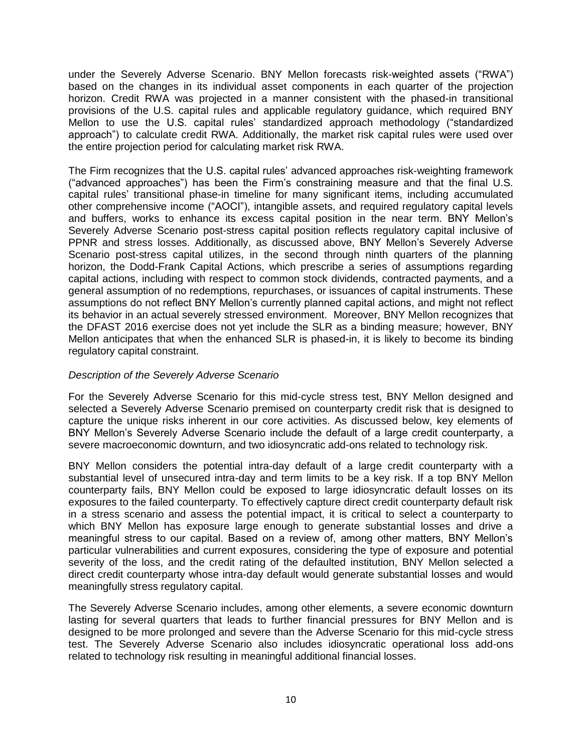under the Severely Adverse Scenario. BNY Mellon forecasts risk-weighted assets ("RWA") based on the changes in its individual asset components in each quarter of the projection horizon. Credit RWA was projected in a manner consistent with the phased-in transitional provisions of the U.S. capital rules and applicable regulatory guidance, which required BNY Mellon to use the U.S. capital rules' standardized approach methodology ("standardized approach") to calculate credit RWA. Additionally, the market risk capital rules were used over the entire projection period for calculating market risk RWA.

The Firm recognizes that the U.S. capital rules' advanced approaches risk-weighting framework ("advanced approaches") has been the Firm's constraining measure and that the final U.S. capital rules' transitional phase-in timeline for many significant items, including accumulated other comprehensive income ("AOCI"), intangible assets, and required regulatory capital levels and buffers, works to enhance its excess capital position in the near term. BNY Mellon's Severely Adverse Scenario post-stress capital position reflects regulatory capital inclusive of PPNR and stress losses. Additionally, as discussed above, BNY Mellon's Severely Adverse Scenario post-stress capital utilizes, in the second through ninth quarters of the planning horizon, the Dodd-Frank Capital Actions, which prescribe a series of assumptions regarding capital actions, including with respect to common stock dividends, contracted payments, and a general assumption of no redemptions, repurchases, or issuances of capital instruments. These assumptions do not reflect BNY Mellon's currently planned capital actions, and might not reflect its behavior in an actual severely stressed environment. Moreover, BNY Mellon recognizes that the DFAST 2016 exercise does not yet include the SLR as a binding measure; however, BNY Mellon anticipates that when the enhanced SLR is phased-in, it is likely to become its binding regulatory capital constraint.

*Description of the Severely Adverse Scenario*

For the Severely Adverse Scenario for this mid-cycle stress test, BNY Mellon designed and selected a Severely Adverse Scenario premised on counterparty credit risk that is designed to capture the unique risks inherent in our core activities. As discussed below, key elements of BNY Mellon's Severely Adverse Scenario include the default of a large credit counterparty, a severe macroeconomic downturn, and two idiosyncratic add-ons related to technology risk.

BNY Mellon considers the potential intra-day default of a large credit counterparty with a substantial level of unsecured intra-day and term limits to be a key risk. If a top BNY Mellon counterparty fails, BNY Mellon could be exposed to large idiosyncratic default losses on its exposures to the failed counterparty. To effectively capture direct credit counterparty default risk in a stress scenario and assess the potential impact, it is critical to select a counterparty to which BNY Mellon has exposure large enough to generate substantial losses and drive a meaningful stress to our capital. Based on a review of, among other matters, BNY Mellon's particular vulnerabilities and current exposures, considering the type of exposure and potential severity of the loss, and the credit rating of the defaulted institution, BNY Mellon selected a direct credit counterparty whose intra-day default would generate substantial losses and would meaningfully stress regulatory capital.

The Severely Adverse Scenario includes, among other elements, a severe economic downturn lasting for several quarters that leads to further financial pressures for BNY Mellon and is designed to be more prolonged and severe than the Adverse Scenario for this mid-cycle stress test. The Severely Adverse Scenario also includes idiosyncratic operational loss add-ons related to technology risk resulting in meaningful additional financial losses.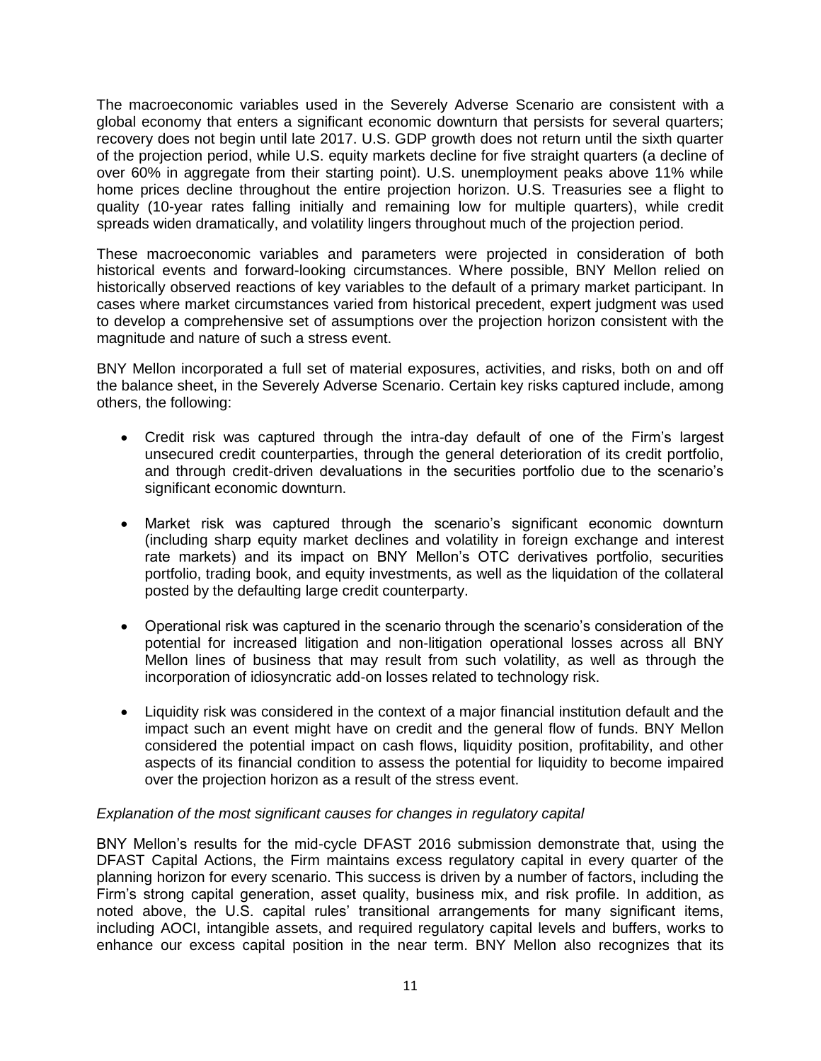The macroeconomic variables used in the Severely Adverse Scenario are consistent with a global economy that enters a significant economic downturn that persists for several quarters; recovery does not begin until late 2017. U.S. GDP growth does not return until the sixth quarter of the projection period, while U.S. equity markets decline for five straight quarters (a decline of over 60% in aggregate from their starting point). U.S. unemployment peaks above 11% while home prices decline throughout the entire projection horizon. U.S. Treasuries see a flight to quality (10-year rates falling initially and remaining low for multiple quarters), while credit spreads widen dramatically, and volatility lingers throughout much of the projection period.

These macroeconomic variables and parameters were projected in consideration of both historical events and forward-looking circumstances. Where possible, BNY Mellon relied on historically observed reactions of key variables to the default of a primary market participant. In cases where market circumstances varied from historical precedent, expert judgment was used to develop a comprehensive set of assumptions over the projection horizon consistent with the magnitude and nature of such a stress event.

BNY Mellon incorporated a full set of material exposures, activities, and risks, both on and off the balance sheet, in the Severely Adverse Scenario. Certain key risks captured include, among others, the following:

- Credit risk was captured through the intra-day default of one of the Firm's largest unsecured credit counterparties, through the general deterioration of its credit portfolio, and through credit-driven devaluations in the securities portfolio due to the scenario's significant economic downturn.
- Market risk was captured through the scenario's significant economic downturn (including sharp equity market declines and volatility in foreign exchange and interest rate markets) and its impact on BNY Mellon's OTC derivatives portfolio, securities portfolio, trading book, and equity investments, as well as the liquidation of the collateral posted by the defaulting large credit counterparty.
- Operational risk was captured in the scenario through the scenario's consideration of the potential for increased litigation and non-litigation operational losses across all BNY Mellon lines of business that may result from such volatility, as well as through the incorporation of idiosyncratic add-on losses related to technology risk.
- Liquidity risk was considered in the context of a major financial institution default and the impact such an event might have on credit and the general flow of funds. BNY Mellon considered the potential impact on cash flows, liquidity position, profitability, and other aspects of its financial condition to assess the potential for liquidity to become impaired over the projection horizon as a result of the stress event.

*Explanation of the most significant causes for changes in regulatory capital*

BNY Mellon's results for the mid-cycle DFAST 2016 submission demonstrate that, using the DFAST Capital Actions, the Firm maintains excess regulatory capital in every quarter of the planning horizon for every scenario. This success is driven by a number of factors, including the Firm's strong capital generation, asset quality, business mix, and risk profile. In addition, as noted above, the U.S. capital rules' transitional arrangements for many significant items, including AOCI, intangible assets, and required regulatory capital levels and buffers, works to enhance our excess capital position in the near term. BNY Mellon also recognizes that its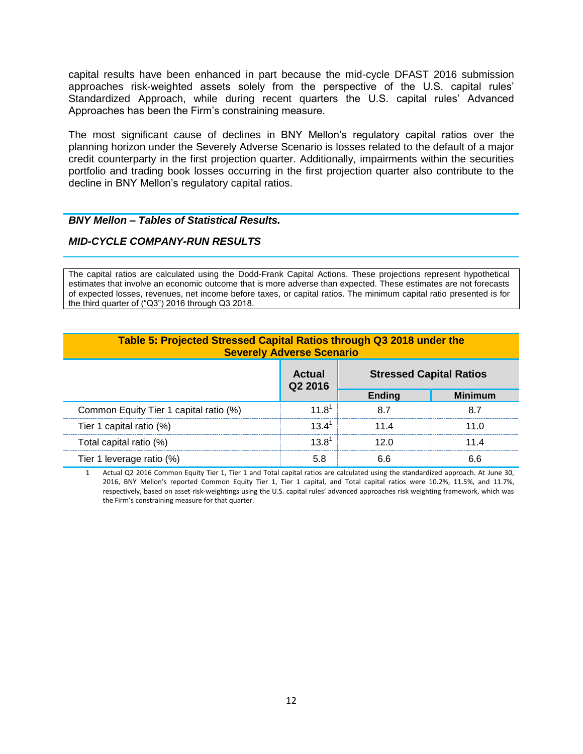capital results have been enhanced in part because the mid-cycle DFAST 2016 submission approaches risk-weighted assets solely from the perspective of the U.S. capital rules' Standardized Approach, while during recent quarters the U.S. capital rules' Advanced Approaches has been the Firm's constraining measure.

The most significant cause of declines in BNY Mellon's regulatory capital ratios over the planning horizon under the Severely Adverse Scenario is losses related to the default of a major credit counterparty in the first projection quarter. Additionally, impairments within the securities portfolio and trading book losses occurring in the first projection quarter also contribute to the decline in BNY Mellon's regulatory capital ratios.

***BNY Mellon – Tables of Statistical Results.***

***MID-CYCLE COMPANY-RUN RESULTS***

The capital ratios are calculated using the Dodd-Frank Capital Actions. These projections represent hypothetical estimates that involve an economic outcome that is more adverse than expected. These estimates are not forecasts of expected losses, revenues, net income before taxes, or capital ratios. The minimum capital ratio presented is for the third quarter of ("Q3") 2016 through Q3 2018.

**Table 5: Projected Stressed Capital Ratios through Q3 2018 under the Severely Adverse Scenario**

| | Actual Q2 2016 | Stressed Capital Ratios | |
|---|---|---|---|
| | | Ending | Minimum |
| Common Equity Tier 1 capital ratio (%) | 11.8[1] | 8.7 | 8.7 |
| Tier 1 capital ratio (%) | 13.4[1] | 11.4 | 11.0 |
| Total capital ratio (%) | 13.8[1] | 12.0 | 11.4 |
| Tier 1 leverage ratio (%) | 5.8 | 6.6 | 6.6 |

1 Actual Q2 2016 Common Equity Tier 1, Tier 1 and Total capital ratios are calculated using the standardized approach. At June 30, 2016, BNY Mellon's reported Common Equity Tier 1, Tier 1 capital, and Total capital ratios were 10.2%, 11.5%, and 11.7%, respectively, based on asset risk-weightings using the U.S. capital rules' advanced approaches risk weighting framework, which was the Firm's constraining measure for that quarter.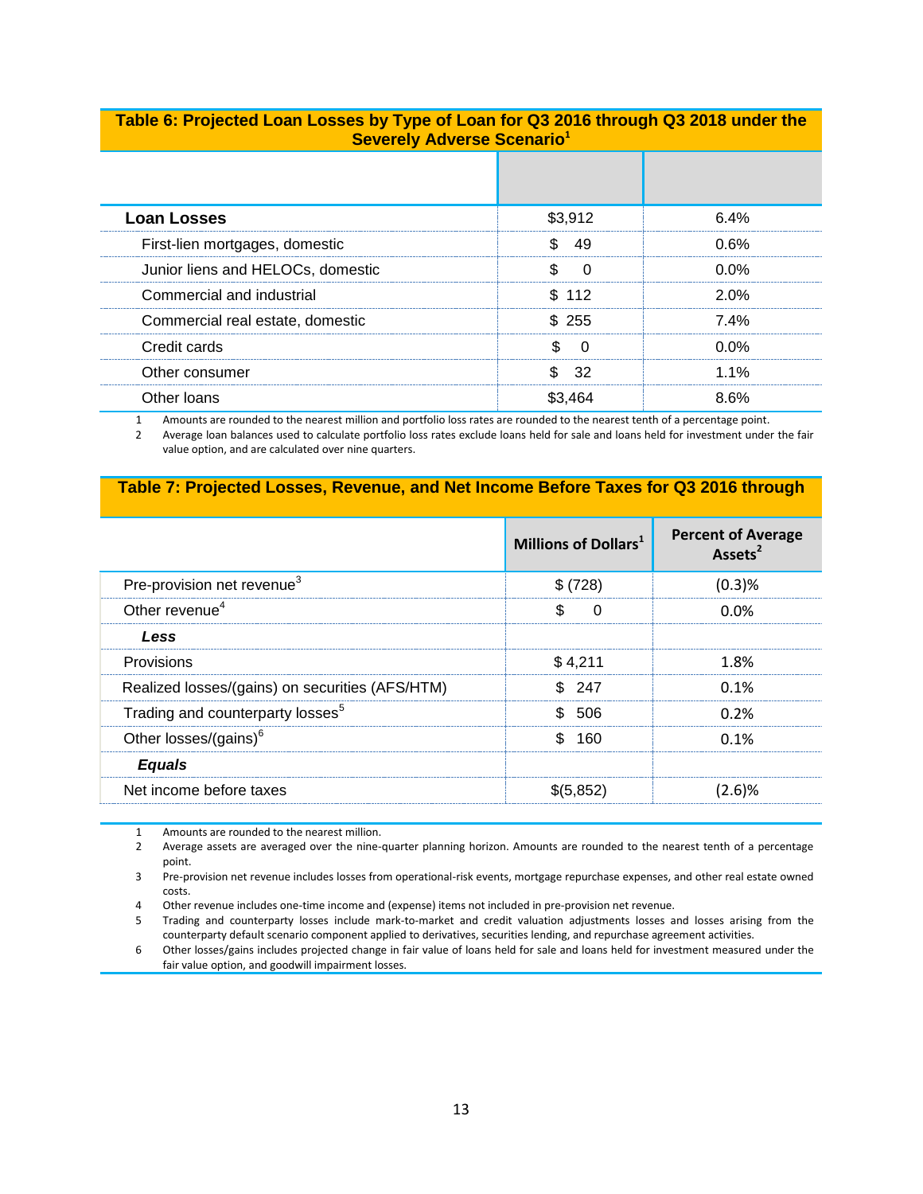### Table 6: Projected Loan Losses by Type of Loan for Q3 2016 through Q3 2018 under the Severely Adverse Scenario[1]

| | | |
|---|---|---|
| **Loan Losses** | $3,912 | 6.4% |
| First-lien mortgages, domestic | $ 49 | 0.6% |
| Junior liens and HELOCs, domestic | $ 0 | 0.0% |
| Commercial and industrial | $ 112 | 2.0% |
| Commercial real estate, domestic | $ 255 | 7.4% |
| Credit cards | $ 0 | 0.0% |
| Other consumer | $ 32 | 1.1% |
| Other loans | $3,464 | 8.6% |

1 Amounts are rounded to the nearest million and portfolio loss rates are rounded to the nearest tenth of a percentage point.
2 Average loan balances used to calculate portfolio loss rates exclude loans held for sale and loans held for investment under the fair value option, and are calculated over nine quarters.

### Table 7: Projected Losses, Revenue, and Net Income Before Taxes for Q3 2016 through

| | Millions of Dollars[1] | Percent of Average Assets[2] |
|---|---|---|
| Pre-provision net revenue[3] | $ (728) | (0.3)% |
| Other revenue[4] | $ 0 | 0.0% |
| ***Less*** | | |
| Provisions | $ 4,211 | 1.8% |
| Realized losses/(gains) on securities (AFS/HTM) | $ 247 | 0.1% |
| Trading and counterparty losses[5] | $ 506 | 0.2% |
| Other losses/(gains)[6] | $ 160 | 0.1% |
| ***Equals*** | | |
| Net income before taxes | $(5,852) | (2.6)% |

1 Amounts are rounded to the nearest million.
2 Average assets are averaged over the nine-quarter planning horizon. Amounts are rounded to the nearest tenth of a percentage point.
3 Pre-provision net revenue includes losses from operational-risk events, mortgage repurchase expenses, and other real estate owned costs.
4 Other revenue includes one-time income and (expense) items not included in pre-provision net revenue.
5 Trading and counterparty losses include mark-to-market and credit valuation adjustments losses and losses arising from the counterparty default scenario component applied to derivatives, securities lending, and repurchase agreement activities.
6 Other losses/gains includes projected change in fair value of loans held for sale and loans held for investment measured under the fair value option, and goodwill impairment losses.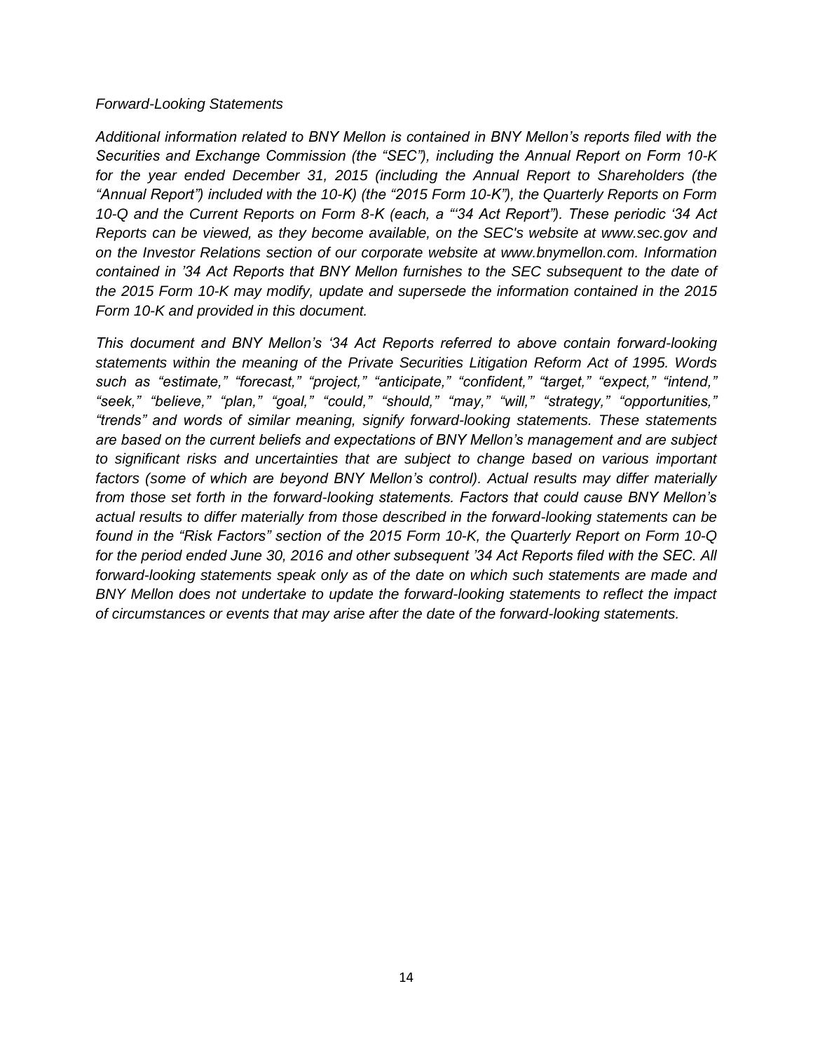*Forward-Looking Statements*

*Additional information related to BNY Mellon is contained in BNY Mellon's reports filed with the Securities and Exchange Commission (the "SEC"), including the Annual Report on Form 10-K for the year ended December 31, 2015 (including the Annual Report to Shareholders (the "Annual Report") included with the 10-K) (the "2015 Form 10-K"), the Quarterly Reports on Form 10-Q and the Current Reports on Form 8-K (each, a "'34 Act Report"). These periodic '34 Act Reports can be viewed, as they become available, on the SEC's website at www.sec.gov and on the Investor Relations section of our corporate website at www.bnymellon.com. Information contained in '34 Act Reports that BNY Mellon furnishes to the SEC subsequent to the date of the 2015 Form 10-K may modify, update and supersede the information contained in the 2015 Form 10-K and provided in this document.*

*This document and BNY Mellon's '34 Act Reports referred to above contain forward-looking statements within the meaning of the Private Securities Litigation Reform Act of 1995. Words such as "estimate," "forecast," "project," "anticipate," "confident," "target," "expect," "intend," "seek," "believe," "plan," "goal," "could," "should," "may," "will," "strategy," "opportunities," "trends" and words of similar meaning, signify forward-looking statements. These statements are based on the current beliefs and expectations of BNY Mellon's management and are subject to significant risks and uncertainties that are subject to change based on various important factors (some of which are beyond BNY Mellon's control). Actual results may differ materially from those set forth in the forward-looking statements. Factors that could cause BNY Mellon's actual results to differ materially from those described in the forward-looking statements can be found in the "Risk Factors" section of the 2015 Form 10-K, the Quarterly Report on Form 10-Q for the period ended June 30, 2016 and other subsequent '34 Act Reports filed with the SEC. All forward-looking statements speak only as of the date on which such statements are made and BNY Mellon does not undertake to update the forward-looking statements to reflect the impact of circumstances or events that may arise after the date of the forward-looking statements.*